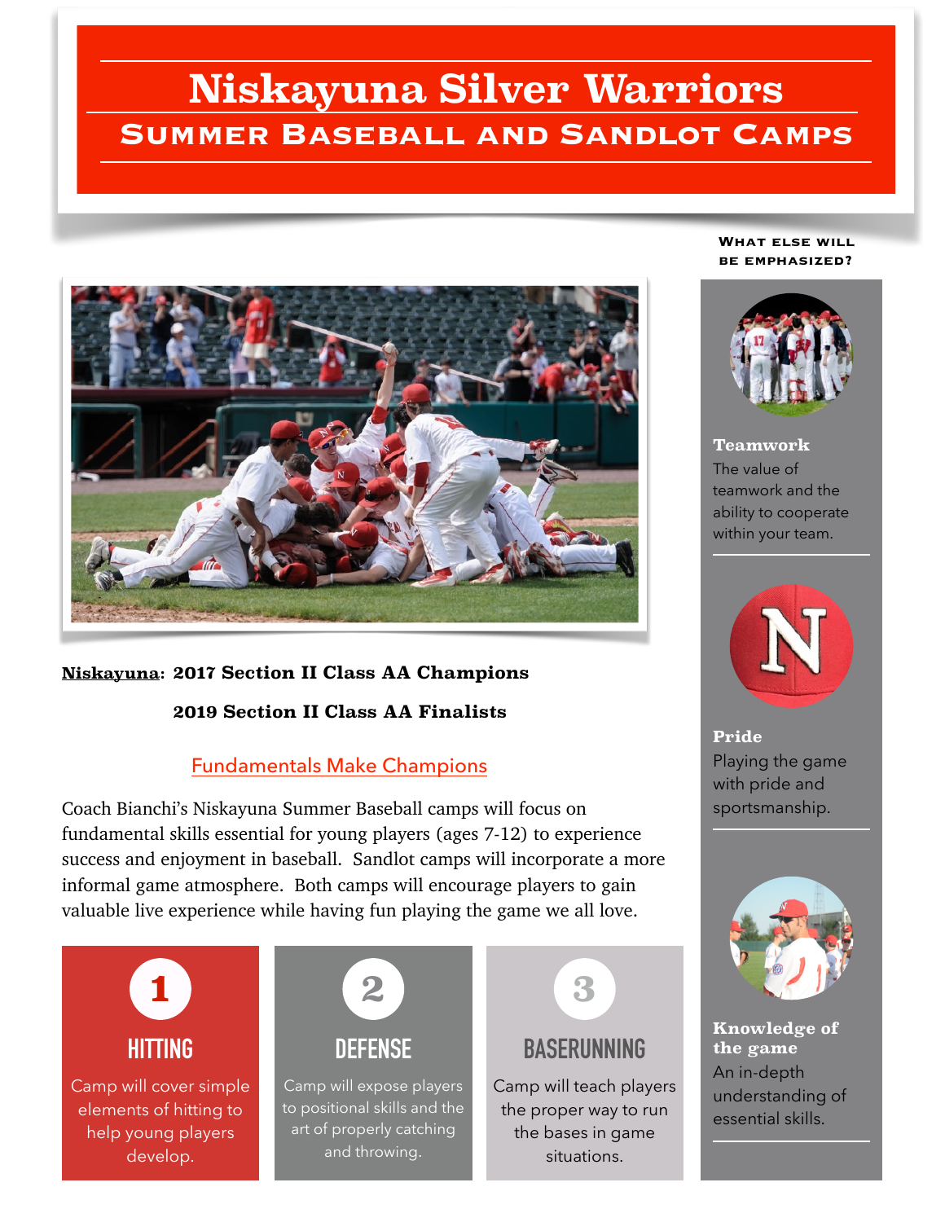# Niskayuna Silver Warriors

## Summer Baseball and Sandlot Camps

**Niskayuna: 2017 Section II Class AA Champions**

**2019 Section II Class AA Finalists**

### Fundamentals Make Champions

Coach Bianchi's Niskayuna Summer Baseball camps will focus on fundamental skills essential for young players (ages 7-12) to experience success and enjoyment in baseball. Sandlot camps will incorporate a more informal game atmosphere. Both camps will encourage players to gain valuable live experience while having fun playing the game we all love.

### 1 HITTING

Camp will cover simple elements of hitting to help young players develop.

### 2 DEFENSE

Camp will expose players to positional skills and the art of properly catching and throwing.

### 3 BASERUNNING

Camp will teach players the proper way to run the bases in game situations.

### What else will be emphasized?

**Teamwork**
The value of teamwork and the ability to cooperate within your team.

**Pride**
Playing the game with pride and sportsmanship.

**Knowledge of the game**
An in-depth understanding of essential skills.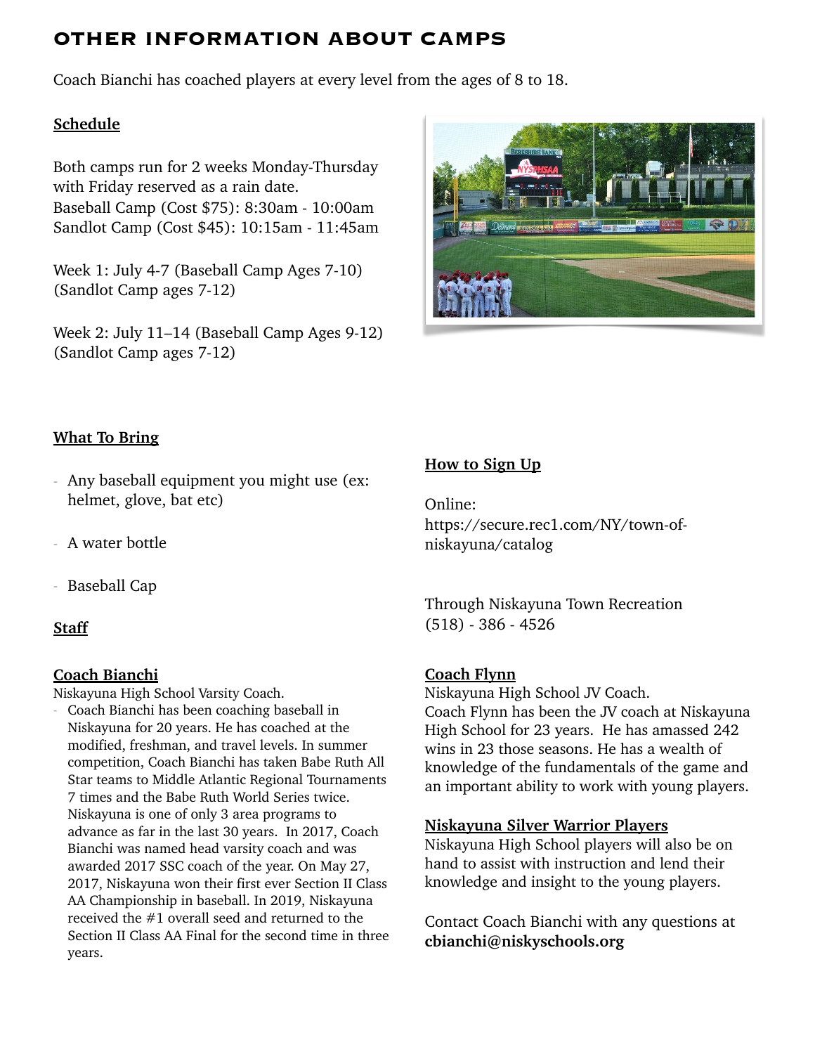# OTHER INFORMATION ABOUT CAMPS

Coach Bianchi has coached players at every level from the ages of 8 to 18.

## Schedule

Both camps run for 2 weeks Monday-Thursday with Friday reserved as a rain date.
Baseball Camp (Cost $75): 8:30am - 10:00am
Sandlot Camp (Cost $45): 10:15am - 11:45am

Week 1: July 4-7 (Baseball Camp Ages 7-10) (Sandlot Camp ages 7-12)

Week 2: July 11–14 (Baseball Camp Ages 9-12) (Sandlot Camp ages 7-12)

## What To Bring

- Any baseball equipment you might use (ex: helmet, glove, bat etc)
- A water bottle
- Baseball Cap

## Staff

### Coach Bianchi

Niskayuna High School Varsity Coach.

- Coach Bianchi has been coaching baseball in Niskayuna for 20 years. He has coached at the modified, freshman, and travel levels. In summer competition, Coach Bianchi has taken Babe Ruth All Star teams to Middle Atlantic Regional Tournaments 7 times and the Babe Ruth World Series twice. Niskayuna is one of only 3 area programs to advance as far in the last 30 years. In 2017, Coach Bianchi was named head varsity coach and was awarded 2017 SSC coach of the year. On May 27, 2017, Niskayuna won their first ever Section II Class AA Championship in baseball. In 2019, Niskayuna received the #1 overall seed and returned to the Section II Class AA Final for the second time in three years.

## How to Sign Up

Online:
https://secure.rec1.com/NY/town-of-niskayuna/catalog

Through Niskayuna Town Recreation
(518) - 386 - 4526

### Coach Flynn

Niskayuna High School JV Coach.
Coach Flynn has been the JV coach at Niskayuna High School for 23 years. He has amassed 242 wins in 23 those seasons. He has a wealth of knowledge of the fundamentals of the game and an important ability to work with young players.

### Niskayuna Silver Warrior Players

Niskayuna High School players will also be on hand to assist with instruction and lend their knowledge and insight to the young players.

Contact Coach Bianchi with any questions at **cbianchi@niskyschools.org**